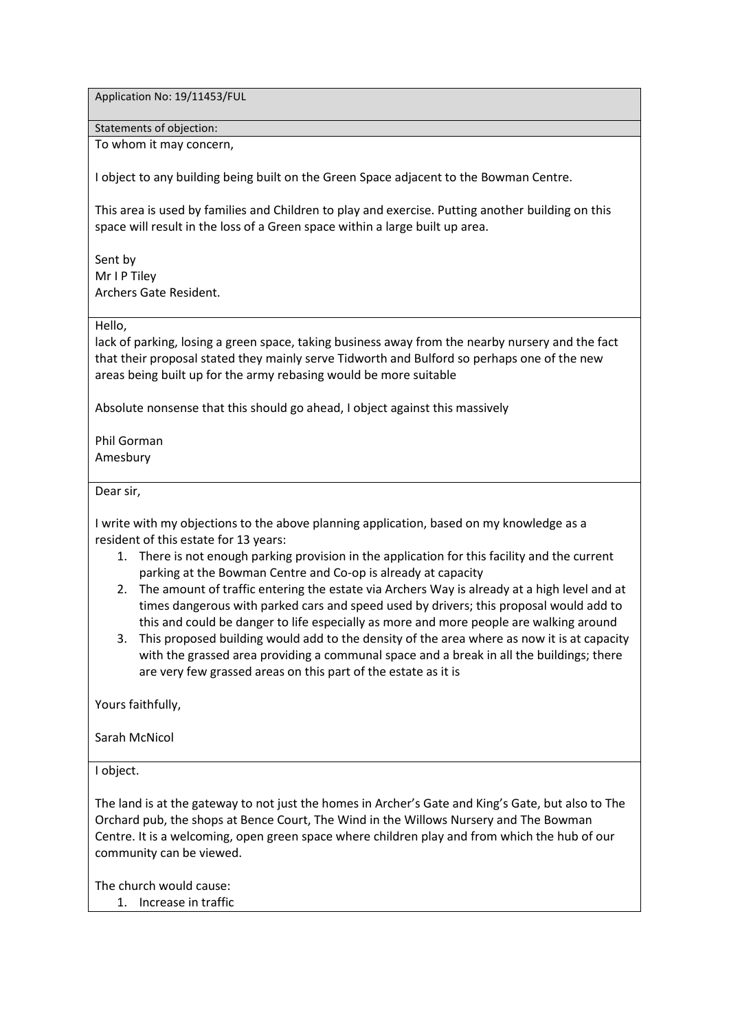Application No: 19/11453/FUL

Statements of objection:

To whom it may concern,

I object to any building being built on the Green Space adjacent to the Bowman Centre.

This area is used by families and Children to play and exercise. Putting another building on this space will result in the loss of a Green space within a large built up area.

Sent by
Mr I P Tiley
Archers Gate Resident.

---

Hello,
lack of parking, losing a green space, taking business away from the nearby nursery and the fact that their proposal stated they mainly serve Tidworth and Bulford so perhaps one of the new areas being built up for the army rebasing would be more suitable

Absolute nonsense that this should go ahead, I object against this massively

Phil Gorman
Amesbury

---

Dear sir,

I write with my objections to the above planning application, based on my knowledge as a resident of this estate for 13 years:

1. There is not enough parking provision in the application for this facility and the current parking at the Bowman Centre and Co-op is already at capacity
2. The amount of traffic entering the estate via Archers Way is already at a high level and at times dangerous with parked cars and speed used by drivers; this proposal would add to this and could be danger to life especially as more and more people are walking around
3. This proposed building would add to the density of the area where as now it is at capacity with the grassed area providing a communal space and a break in all the buildings; there are very few grassed areas on this part of the estate as it is

Yours faithfully,

Sarah McNicol

---

I object.

The land is at the gateway to not just the homes in Archer's Gate and King's Gate, but also to The Orchard pub, the shops at Bence Court, The Wind in the Willows Nursery and The Bowman Centre. It is a welcoming, open green space where children play and from which the hub of our community can be viewed.

The church would cause:

1. Increase in traffic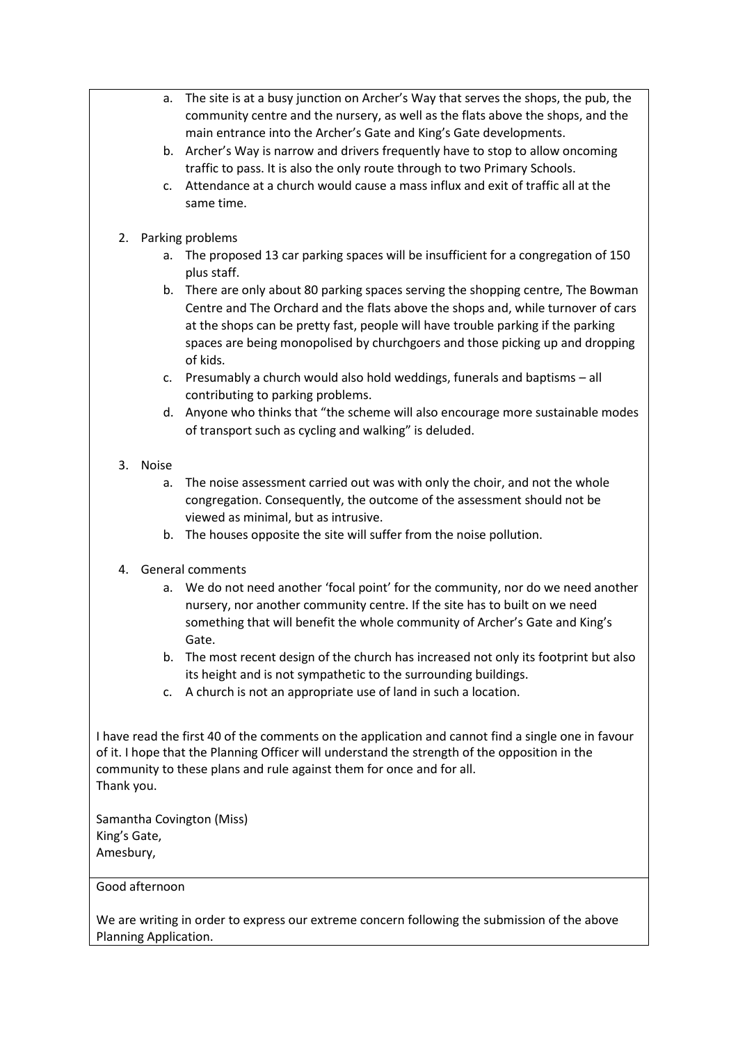a. The site is at a busy junction on Archer's Way that serves the shops, the pub, the community centre and the nursery, as well as the flats above the shops, and the main entrance into the Archer's Gate and King's Gate developments.
   b. Archer's Way is narrow and drivers frequently have to stop to allow oncoming traffic to pass. It is also the only route through to two Primary Schools.
   c. Attendance at a church would cause a mass influx and exit of traffic all at the same time.

2. Parking problems
   a. The proposed 13 car parking spaces will be insufficient for a congregation of 150 plus staff.
   b. There are only about 80 parking spaces serving the shopping centre, The Bowman Centre and The Orchard and the flats above the shops and, while turnover of cars at the shops can be pretty fast, people will have trouble parking if the parking spaces are being monopolised by churchgoers and those picking up and dropping of kids.
   c. Presumably a church would also hold weddings, funerals and baptisms – all contributing to parking problems.
   d. Anyone who thinks that "the scheme will also encourage more sustainable modes of transport such as cycling and walking" is deluded.

3. Noise
   a. The noise assessment carried out was with only the choir, and not the whole congregation. Consequently, the outcome of the assessment should not be viewed as minimal, but as intrusive.
   b. The houses opposite the site will suffer from the noise pollution.

4. General comments
   a. We do not need another 'focal point' for the community, nor do we need another nursery, nor another community centre. If the site has to built on we need something that will benefit the whole community of Archer's Gate and King's Gate.
   b. The most recent design of the church has increased not only its footprint but also its height and is not sympathetic to the surrounding buildings.
   c. A church is not an appropriate use of land in such a location.

I have read the first 40 of the comments on the application and cannot find a single one in favour of it. I hope that the Planning Officer will understand the strength of the opposition in the community to these plans and rule against them for once and for all.
Thank you.

Samantha Covington (Miss)
King's Gate,
Amesbury,

---

Good afternoon

We are writing in order to express our extreme concern following the submission of the above Planning Application.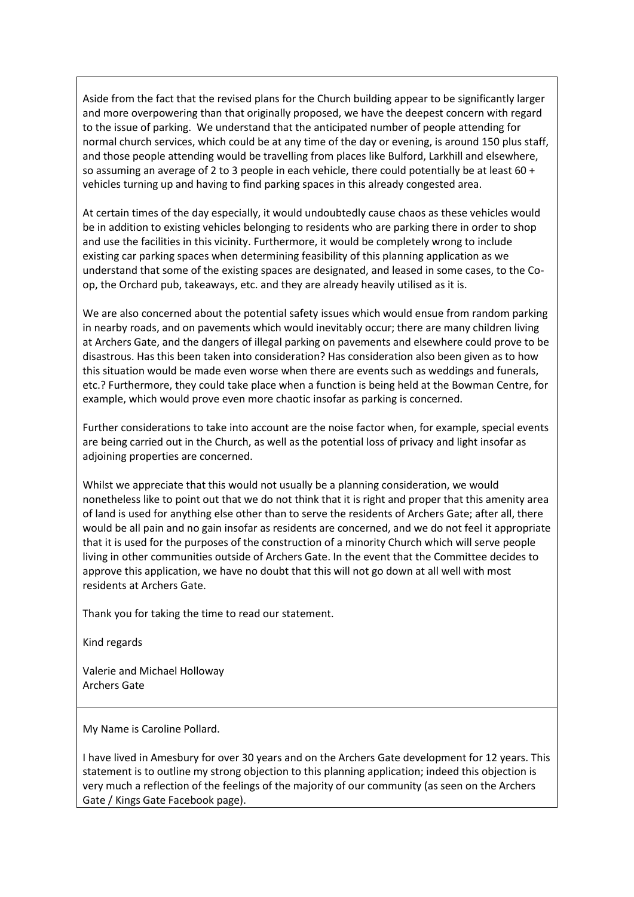Aside from the fact that the revised plans for the Church building appear to be significantly larger and more overpowering than that originally proposed, we have the deepest concern with regard to the issue of parking. We understand that the anticipated number of people attending for normal church services, which could be at any time of the day or evening, is around 150 plus staff, and those people attending would be travelling from places like Bulford, Larkhill and elsewhere, so assuming an average of 2 to 3 people in each vehicle, there could potentially be at least 60 + vehicles turning up and having to find parking spaces in this already congested area.

At certain times of the day especially, it would undoubtedly cause chaos as these vehicles would be in addition to existing vehicles belonging to residents who are parking there in order to shop and use the facilities in this vicinity. Furthermore, it would be completely wrong to include existing car parking spaces when determining feasibility of this planning application as we understand that some of the existing spaces are designated, and leased in some cases, to the Co-op, the Orchard pub, takeaways, etc. and they are already heavily utilised as it is.

We are also concerned about the potential safety issues which would ensue from random parking in nearby roads, and on pavements which would inevitably occur; there are many children living at Archers Gate, and the dangers of illegal parking on pavements and elsewhere could prove to be disastrous. Has this been taken into consideration? Has consideration also been given as to how this situation would be made even worse when there are events such as weddings and funerals, etc.? Furthermore, they could take place when a function is being held at the Bowman Centre, for example, which would prove even more chaotic insofar as parking is concerned.

Further considerations to take into account are the noise factor when, for example, special events are being carried out in the Church, as well as the potential loss of privacy and light insofar as adjoining properties are concerned.

Whilst we appreciate that this would not usually be a planning consideration, we would nonetheless like to point out that we do not think that it is right and proper that this amenity area of land is used for anything else other than to serve the residents of Archers Gate; after all, there would be all pain and no gain insofar as residents are concerned, and we do not feel it appropriate that it is used for the purposes of the construction of a minority Church which will serve people living in other communities outside of Archers Gate. In the event that the Committee decides to approve this application, we have no doubt that this will not go down at all well with most residents at Archers Gate.

Thank you for taking the time to read our statement.

Kind regards

Valerie and Michael Holloway
Archers Gate

---

My Name is Caroline Pollard.

I have lived in Amesbury for over 30 years and on the Archers Gate development for 12 years. This statement is to outline my strong objection to this planning application; indeed this objection is very much a reflection of the feelings of the majority of our community (as seen on the Archers Gate / Kings Gate Facebook page).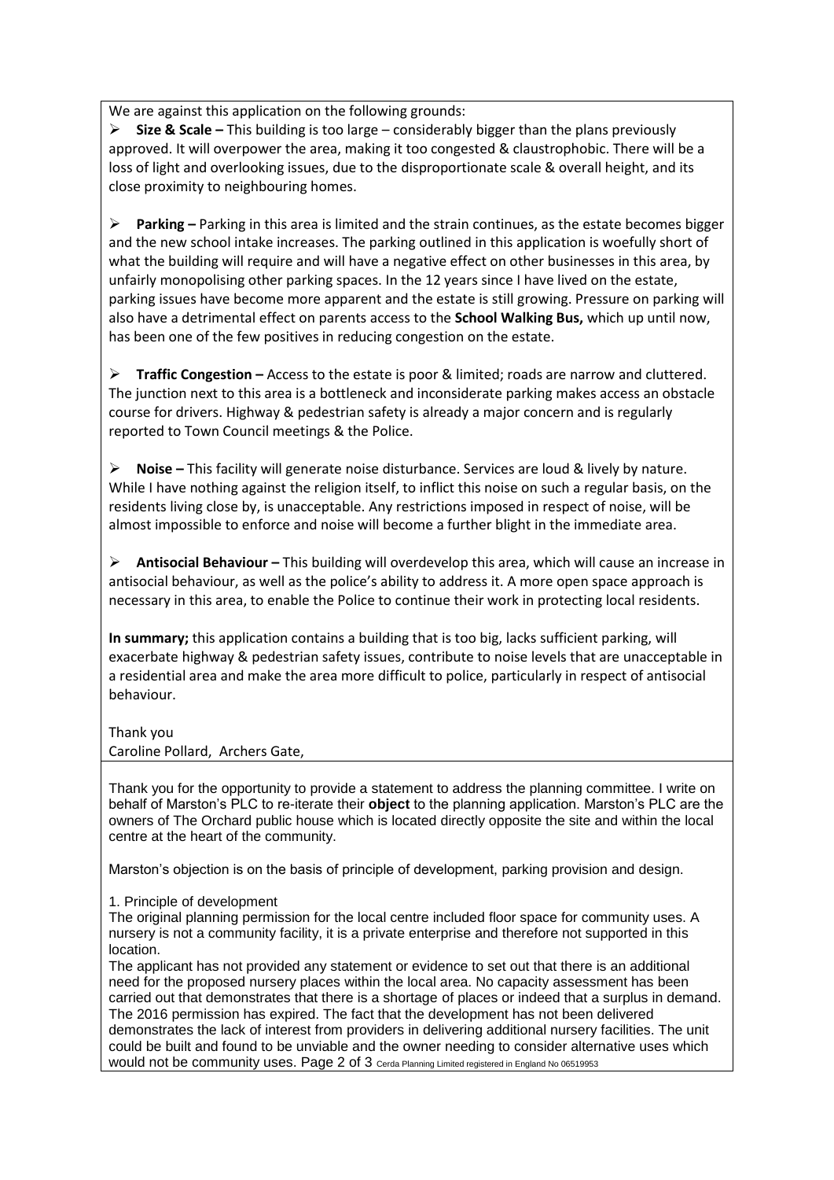We are against this application on the following grounds:

- **Size & Scale –** This building is too large – considerably bigger than the plans previously approved. It will overpower the area, making it too congested & claustrophobic. There will be a loss of light and overlooking issues, due to the disproportionate scale & overall height, and its close proximity to neighbouring homes.

- **Parking –** Parking in this area is limited and the strain continues, as the estate becomes bigger and the new school intake increases. The parking outlined in this application is woefully short of what the building will require and will have a negative effect on other businesses in this area, by unfairly monopolising other parking spaces. In the 12 years since I have lived on the estate, parking issues have become more apparent and the estate is still growing. Pressure on parking will also have a detrimental effect on parents access to the **School Walking Bus,** which up until now, has been one of the few positives in reducing congestion on the estate.

- **Traffic Congestion –** Access to the estate is poor & limited; roads are narrow and cluttered. The junction next to this area is a bottleneck and inconsiderate parking makes access an obstacle course for drivers. Highway & pedestrian safety is already a major concern and is regularly reported to Town Council meetings & the Police.

- **Noise –** This facility will generate noise disturbance. Services are loud & lively by nature. While I have nothing against the religion itself, to inflict this noise on such a regular basis, on the residents living close by, is unacceptable. Any restrictions imposed in respect of noise, will be almost impossible to enforce and noise will become a further blight in the immediate area.

- **Antisocial Behaviour –** This building will overdevelop this area, which will cause an increase in antisocial behaviour, as well as the police's ability to address it. A more open space approach is necessary in this area, to enable the Police to continue their work in protecting local residents.

**In summary;** this application contains a building that is too big, lacks sufficient parking, will exacerbate highway & pedestrian safety issues, contribute to noise levels that are unacceptable in a residential area and make the area more difficult to police, particularly in respect of antisocial behaviour.

Thank you
Caroline Pollard, Archers Gate,

---

Thank you for the opportunity to provide a statement to address the planning committee. I write on behalf of Marston's PLC to re-iterate their **object** to the planning application. Marston's PLC are the owners of The Orchard public house which is located directly opposite the site and within the local centre at the heart of the community.

Marston's objection is on the basis of principle of development, parking provision and design.

1. Principle of development

The original planning permission for the local centre included floor space for community uses. A nursery is not a community facility, it is a private enterprise and therefore not supported in this location.

The applicant has not provided any statement or evidence to set out that there is an additional need for the proposed nursery places within the local area. No capacity assessment has been carried out that demonstrates that there is a shortage of places or indeed that a surplus in demand. The 2016 permission has expired. The fact that the development has not been delivered demonstrates the lack of interest from providers in delivering additional nursery facilities. The unit could be built and found to be unviable and the owner needing to consider alternative uses which would not be community uses.

Cerda Planning Limited registered in England No 06519953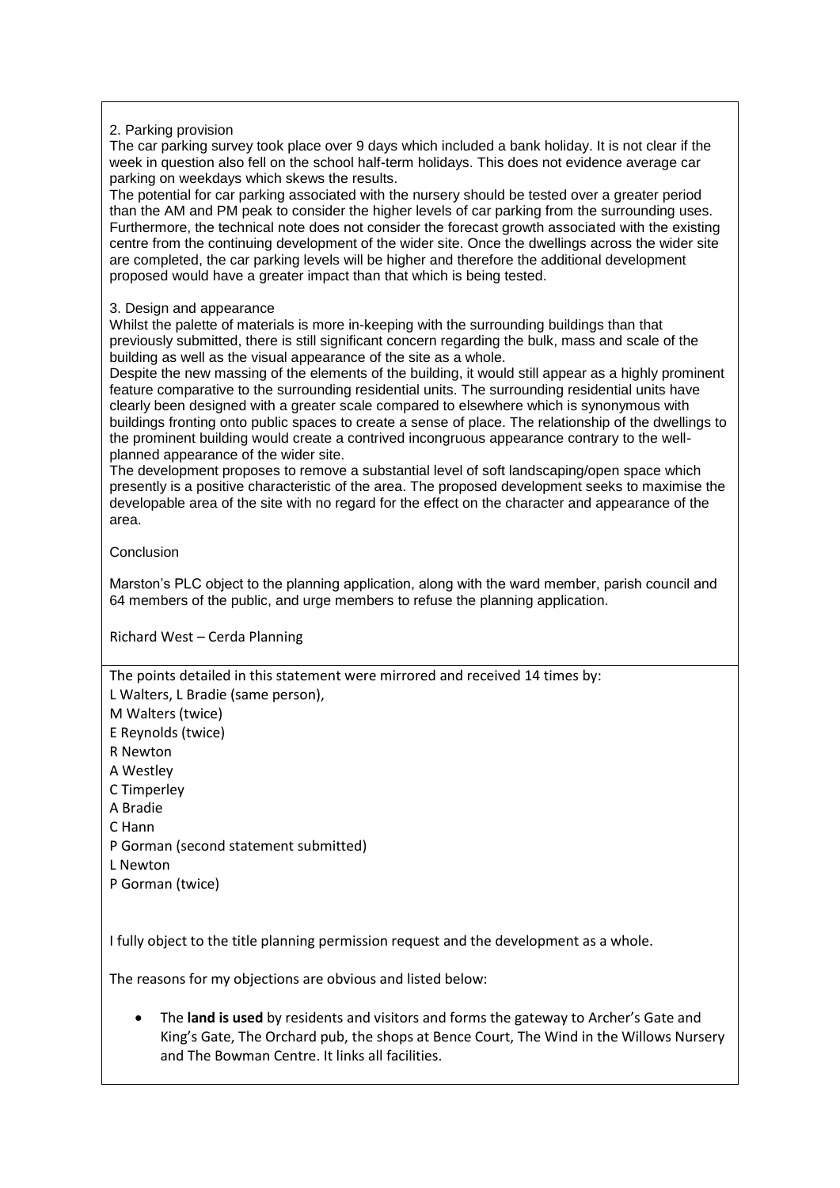2. Parking provision

The car parking survey took place over 9 days which included a bank holiday. It is not clear if the week in question also fell on the school half-term holidays. This does not evidence average car parking on weekdays which skews the results.

The potential for car parking associated with the nursery should be tested over a greater period than the AM and PM peak to consider the higher levels of car parking from the surrounding uses. Furthermore, the technical note does not consider the forecast growth associated with the existing centre from the continuing development of the wider site. Once the dwellings across the wider site are completed, the car parking levels will be higher and therefore the additional development proposed would have a greater impact than that which is being tested.

3. Design and appearance

Whilst the palette of materials is more in-keeping with the surrounding buildings than that previously submitted, there is still significant concern regarding the bulk, mass and scale of the building as well as the visual appearance of the site as a whole.

Despite the new massing of the elements of the building, it would still appear as a highly prominent feature comparative to the surrounding residential units. The surrounding residential units have clearly been designed with a greater scale compared to elsewhere which is synonymous with buildings fronting onto public spaces to create a sense of place. The relationship of the dwellings to the prominent building would create a contrived incongruous appearance contrary to the well-planned appearance of the wider site.

The development proposes to remove a substantial level of soft landscaping/open space which presently is a positive characteristic of the area. The proposed development seeks to maximise the developable area of the site with no regard for the effect on the character and appearance of the area.

Conclusion

Marston's PLC object to the planning application, along with the ward member, parish council and 64 members of the public, and urge members to refuse the planning application.

Richard West – Cerda Planning

---

The points detailed in this statement were mirrored and received 14 times by:

L Walters, L Bradie (same person),
M Walters (twice)
E Reynolds (twice)
R Newton
A Westley
C Timperley
A Bradie
C Hann
P Gorman (second statement submitted)
L Newton
P Gorman (twice)

I fully object to the title planning permission request and the development as a whole.

The reasons for my objections are obvious and listed below:

- The **land is used** by residents and visitors and forms the gateway to Archer's Gate and King's Gate, The Orchard pub, the shops at Bence Court, The Wind in the Willows Nursery and The Bowman Centre. It links all facilities.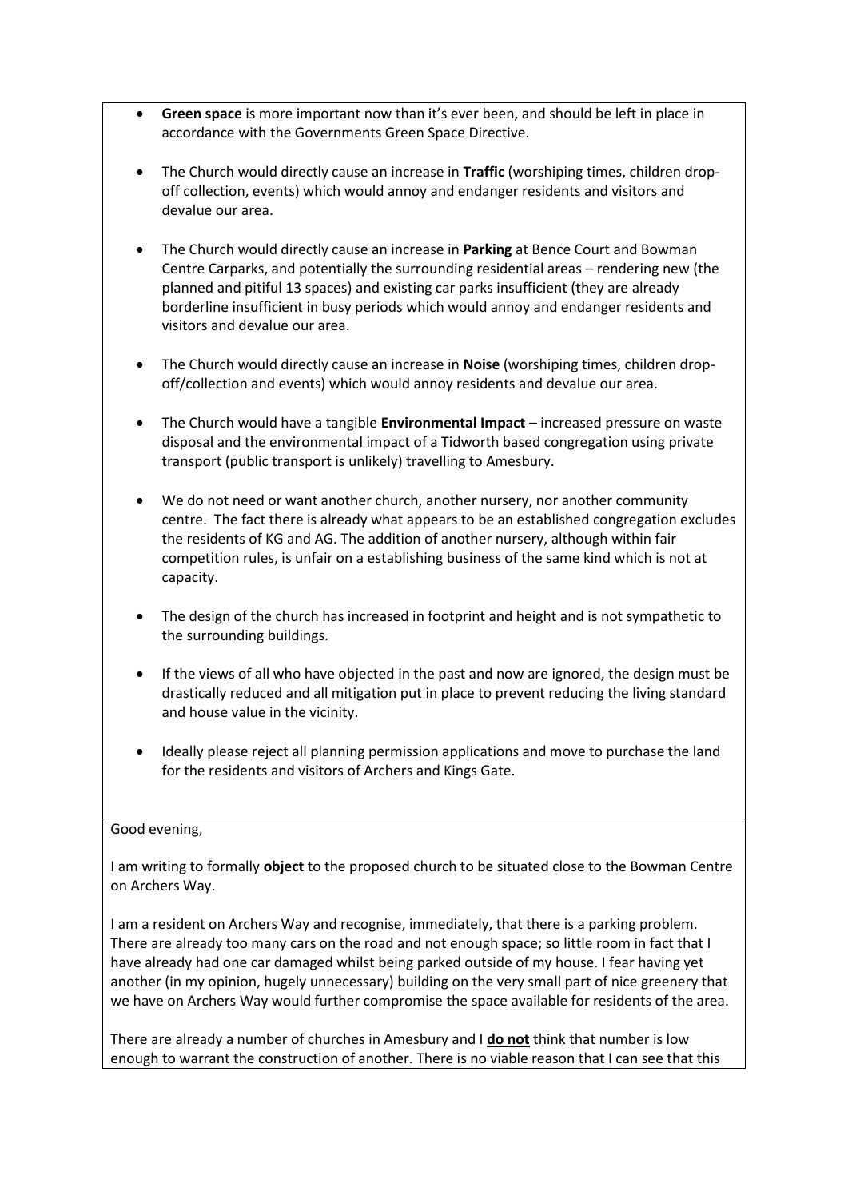- **Green space** is more important now than it's ever been, and should be left in place in accordance with the Governments Green Space Directive.

- The Church would directly cause an increase in **Traffic** (worshiping times, children drop-off collection, events) which would annoy and endanger residents and visitors and devalue our area.

- The Church would directly cause an increase in **Parking** at Bence Court and Bowman Centre Carparks, and potentially the surrounding residential areas – rendering new (the planned and pitiful 13 spaces) and existing car parks insufficient (they are already borderline insufficient in busy periods which would annoy and endanger residents and visitors and devalue our area.

- The Church would directly cause an increase in **Noise** (worshiping times, children drop-off/collection and events) which would annoy residents and devalue our area.

- The Church would have a tangible **Environmental Impact** – increased pressure on waste disposal and the environmental impact of a Tidworth based congregation using private transport (public transport is unlikely) travelling to Amesbury.

- We do not need or want another church, another nursery, nor another community centre. The fact there is already what appears to be an established congregation excludes the residents of KG and AG. The addition of another nursery, although within fair competition rules, is unfair on a establishing business of the same kind which is not at capacity.

- The design of the church has increased in footprint and height and is not sympathetic to the surrounding buildings.

- If the views of all who have objected in the past and now are ignored, the design must be drastically reduced and all mitigation put in place to prevent reducing the living standard and house value in the vicinity.

- Ideally please reject all planning permission applications and move to purchase the land for the residents and visitors of Archers and Kings Gate.

---

Good evening,

I am writing to formally **object** to the proposed church to be situated close to the Bowman Centre on Archers Way.

I am a resident on Archers Way and recognise, immediately, that there is a parking problem. There are already too many cars on the road and not enough space; so little room in fact that I have already had one car damaged whilst being parked outside of my house. I fear having yet another (in my opinion, hugely unnecessary) building on the very small part of nice greenery that we have on Archers Way would further compromise the space available for residents of the area.

There are already a number of churches in Amesbury and I **do not** think that number is low enough to warrant the construction of another. There is no viable reason that I can see that this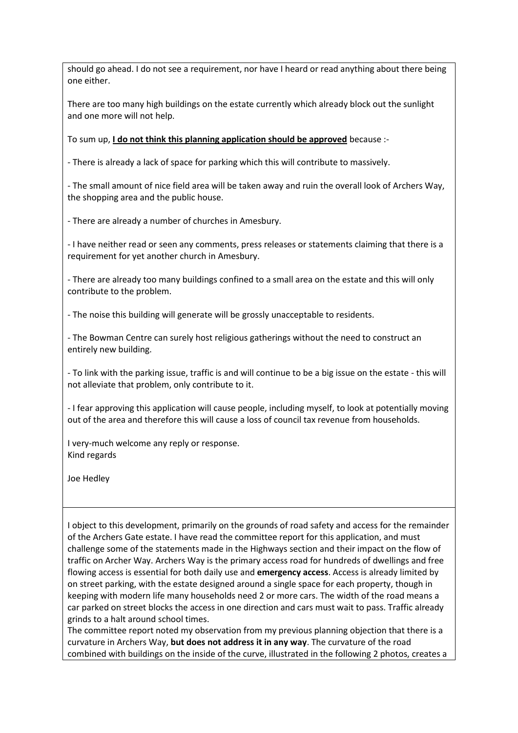should go ahead. I do not see a requirement, nor have I heard or read anything about there being one either.

There are too many high buildings on the estate currently which already block out the sunlight and one more will not help.

To sum up, **<u>I do not think this planning application should be approved</u>** because :-

- There is already a lack of space for parking which this will contribute to massively.

- The small amount of nice field area will be taken away and ruin the overall look of Archers Way, the shopping area and the public house.

- There are already a number of churches in Amesbury.

- I have neither read or seen any comments, press releases or statements claiming that there is a requirement for yet another church in Amesbury.

- There are already too many buildings confined to a small area on the estate and this will only contribute to the problem.

- The noise this building will generate will be grossly unacceptable to residents.

- The Bowman Centre can surely host religious gatherings without the need to construct an entirely new building.

- To link with the parking issue, traffic is and will continue to be a big issue on the estate - this will not alleviate that problem, only contribute to it.

- I fear approving this application will cause people, including myself, to look at potentially moving out of the area and therefore this will cause a loss of council tax revenue from households.

I very-much welcome any reply or response.
Kind regards

Joe Hedley

---

I object to this development, primarily on the grounds of road safety and access for the remainder of the Archers Gate estate. I have read the committee report for this application, and must challenge some of the statements made in the Highways section and their impact on the flow of traffic on Archer Way. Archers Way is the primary access road for hundreds of dwellings and free flowing access is essential for both daily use and **emergency access**. Access is already limited by on street parking, with the estate designed around a single space for each property, though in keeping with modern life many households need 2 or more cars. The width of the road means a car parked on street blocks the access in one direction and cars must wait to pass. Traffic already grinds to a halt around school times.
The committee report noted my observation from my previous planning objection that there is a curvature in Archers Way, **but does not address it in any way**. The curvature of the road combined with buildings on the inside of the curve, illustrated in the following 2 photos, creates a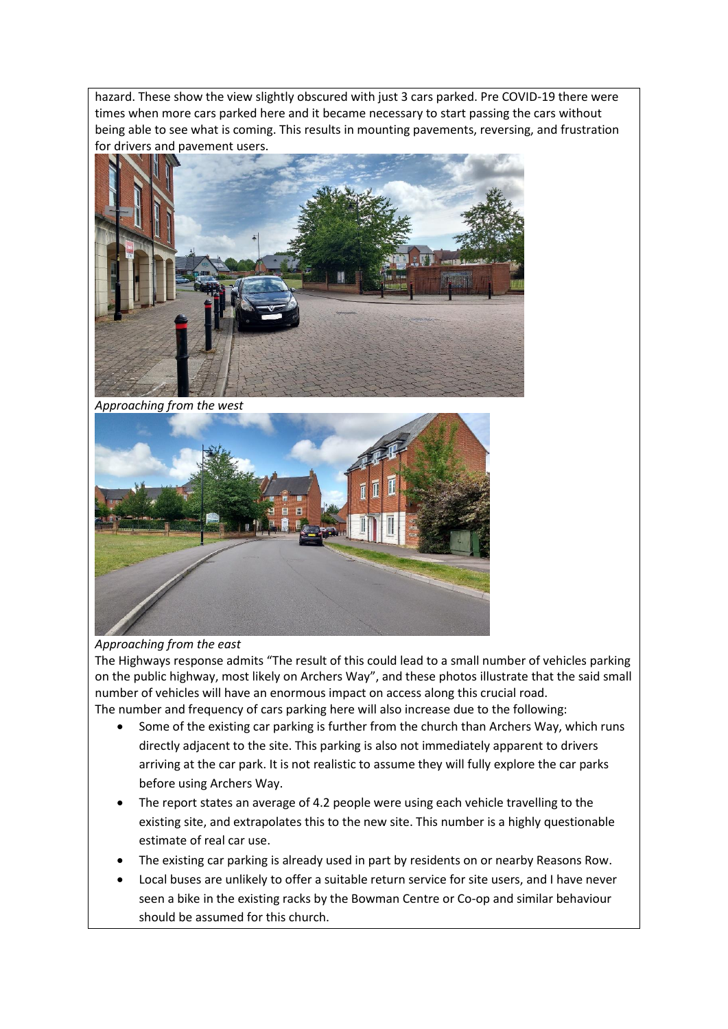hazard. These show the view slightly obscured with just 3 cars parked. Pre COVID-19 there were times when more cars parked here and it became necessary to start passing the cars without being able to see what is coming. This results in mounting pavements, reversing, and frustration for drivers and pavement users.

*Approaching from the west*

*Approaching from the east*

The Highways response admits "The result of this could lead to a small number of vehicles parking on the public highway, most likely on Archers Way", and these photos illustrate that the said small number of vehicles will have an enormous impact on access along this crucial road.

The number and frequency of cars parking here will also increase due to the following:

- Some of the existing car parking is further from the church than Archers Way, which runs directly adjacent to the site. This parking is also not immediately apparent to drivers arriving at the car park. It is not realistic to assume they will fully explore the car parks before using Archers Way.
- The report states an average of 4.2 people were using each vehicle travelling to the existing site, and extrapolates this to the new site. This number is a highly questionable estimate of real car use.
- The existing car parking is already used in part by residents on or nearby Reasons Row.
- Local buses are unlikely to offer a suitable return service for site users, and I have never seen a bike in the existing racks by the Bowman Centre or Co-op and similar behaviour should be assumed for this church.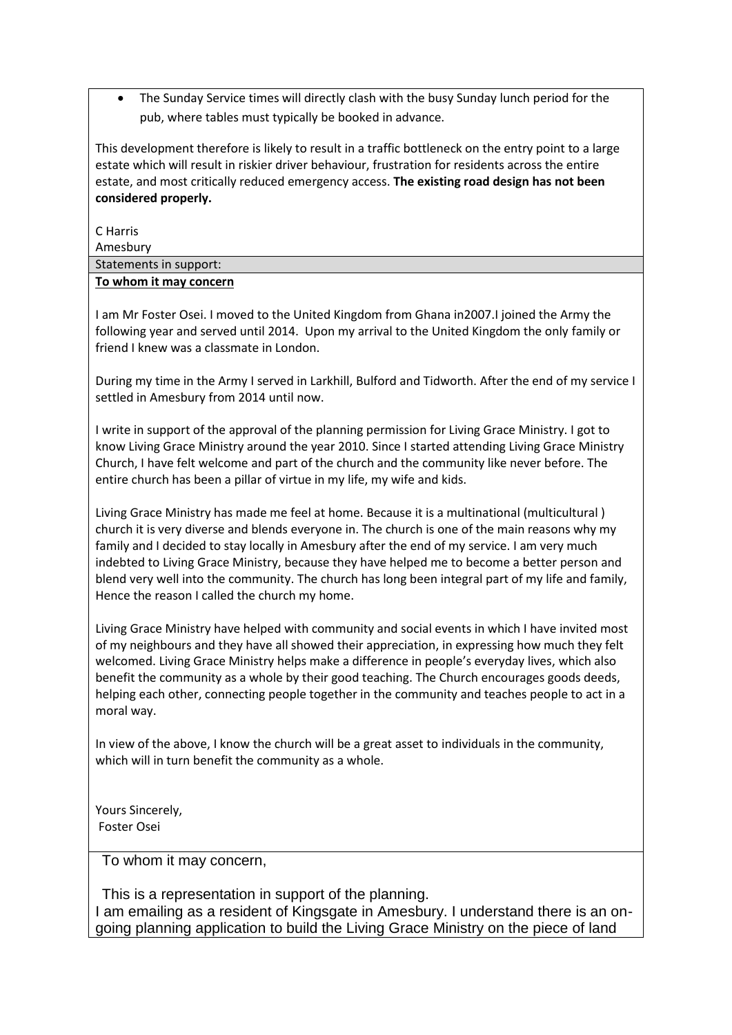- The Sunday Service times will directly clash with the busy Sunday lunch period for the pub, where tables must typically be booked in advance.

This development therefore is likely to result in a traffic bottleneck on the entry point to a large estate which will result in riskier driver behaviour, frustration for residents across the entire estate, and most critically reduced emergency access. **The existing road design has not been considered properly.**

C Harris
Amesbury

Statements in support:

**To whom it may concern**

I am Mr Foster Osei. I moved to the United Kingdom from Ghana in2007.I joined the Army the following year and served until 2014. Upon my arrival to the United Kingdom the only family or friend I knew was a classmate in London.

During my time in the Army I served in Larkhill, Bulford and Tidworth. After the end of my service I settled in Amesbury from 2014 until now.

I write in support of the approval of the planning permission for Living Grace Ministry. I got to know Living Grace Ministry around the year 2010. Since I started attending Living Grace Ministry Church, I have felt welcome and part of the church and the community like never before. The entire church has been a pillar of virtue in my life, my wife and kids.

Living Grace Ministry has made me feel at home. Because it is a multinational (multicultural ) church it is very diverse and blends everyone in. The church is one of the main reasons why my family and I decided to stay locally in Amesbury after the end of my service. I am very much indebted to Living Grace Ministry, because they have helped me to become a better person and blend very well into the community. The church has long been integral part of my life and family, Hence the reason I called the church my home.

Living Grace Ministry have helped with community and social events in which I have invited most of my neighbours and they have all showed their appreciation, in expressing how much they felt welcomed. Living Grace Ministry helps make a difference in people's everyday lives, which also benefit the community as a whole by their good teaching. The Church encourages goods deeds, helping each other, connecting people together in the community and teaches people to act in a moral way.

In view of the above, I know the church will be a great asset to individuals in the community, which will in turn benefit the community as a whole.

Yours Sincerely,
Foster Osei

To whom it may concern,

This is a representation in support of the planning.
I am emailing as a resident of Kingsgate in Amesbury. I understand there is an on-going planning application to build the Living Grace Ministry on the piece of land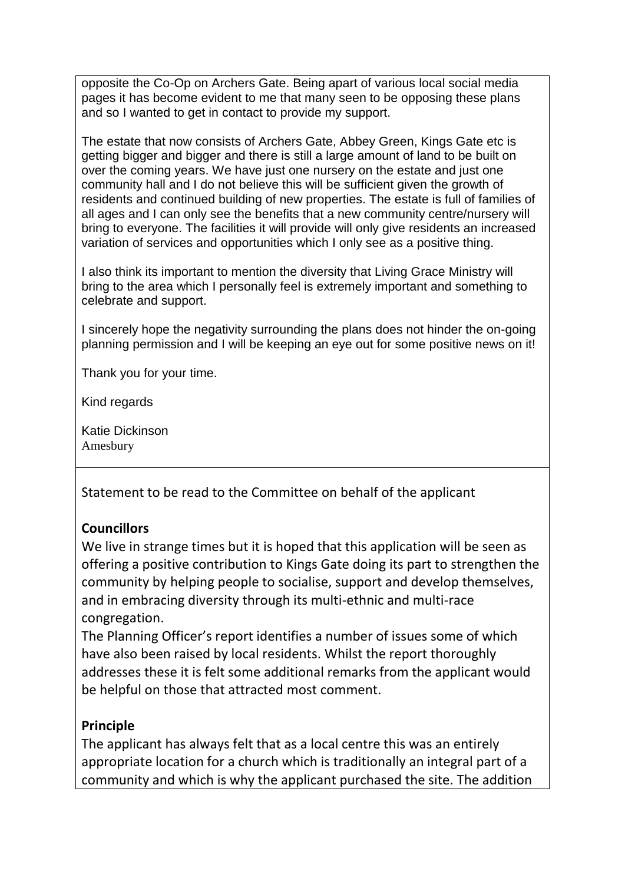opposite the Co-Op on Archers Gate. Being apart of various local social media pages it has become evident to me that many seen to be opposing these plans and so I wanted to get in contact to provide my support.

The estate that now consists of Archers Gate, Abbey Green, Kings Gate etc is getting bigger and bigger and there is still a large amount of land to be built on over the coming years. We have just one nursery on the estate and just one community hall and I do not believe this will be sufficient given the growth of residents and continued building of new properties. The estate is full of families of all ages and I can only see the benefits that a new community centre/nursery will bring to everyone. The facilities it will provide will only give residents an increased variation of services and opportunities which I only see as a positive thing.

I also think its important to mention the diversity that Living Grace Ministry will bring to the area which I personally feel is extremely important and something to celebrate and support.

I sincerely hope the negativity surrounding the plans does not hinder the on-going planning permission and I will be keeping an eye out for some positive news on it!

Thank you for your time.

Kind regards

Katie Dickinson
Amesbury

---

Statement to be read to the Committee on behalf of the applicant

**Councillors**

We live in strange times but it is hoped that this application will be seen as offering a positive contribution to Kings Gate doing its part to strengthen the community by helping people to socialise, support and develop themselves, and in embracing diversity through its multi-ethnic and multi-race congregation.

The Planning Officer's report identifies a number of issues some of which have also been raised by local residents. Whilst the report thoroughly addresses these it is felt some additional remarks from the applicant would be helpful on those that attracted most comment.

**Principle**

The applicant has always felt that as a local centre this was an entirely appropriate location for a church which is traditionally an integral part of a community and which is why the applicant purchased the site. The addition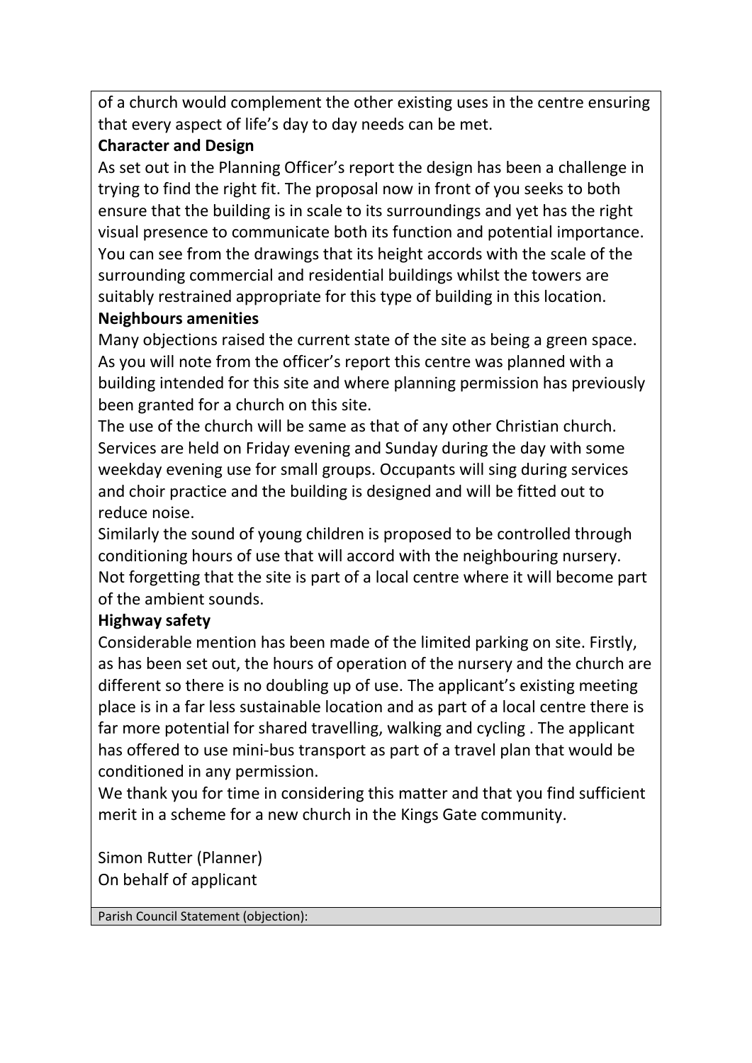of a church would complement the other existing uses in the centre ensuring that every aspect of life's day to day needs can be met.

**Character and Design**

As set out in the Planning Officer's report the design has been a challenge in trying to find the right fit. The proposal now in front of you seeks to both ensure that the building is in scale to its surroundings and yet has the right visual presence to communicate both its function and potential importance. You can see from the drawings that its height accords with the scale of the surrounding commercial and residential buildings whilst the towers are suitably restrained appropriate for this type of building in this location.

**Neighbours amenities**

Many objections raised the current state of the site as being a green space. As you will note from the officer's report this centre was planned with a building intended for this site and where planning permission has previously been granted for a church on this site.

The use of the church will be same as that of any other Christian church. Services are held on Friday evening and Sunday during the day with some weekday evening use for small groups. Occupants will sing during services and choir practice and the building is designed and will be fitted out to reduce noise.

Similarly the sound of young children is proposed to be controlled through conditioning hours of use that will accord with the neighbouring nursery. Not forgetting that the site is part of a local centre where it will become part of the ambient sounds.

**Highway safety**

Considerable mention has been made of the limited parking on site. Firstly, as has been set out, the hours of operation of the nursery and the church are different so there is no doubling up of use. The applicant's existing meeting place is in a far less sustainable location and as part of a local centre there is far more potential for shared travelling, walking and cycling . The applicant has offered to use mini-bus transport as part of a travel plan that would be conditioned in any permission.

We thank you for time in considering this matter and that you find sufficient merit in a scheme for a new church in the Kings Gate community.

Simon Rutter (Planner)
On behalf of applicant

Parish Council Statement (objection):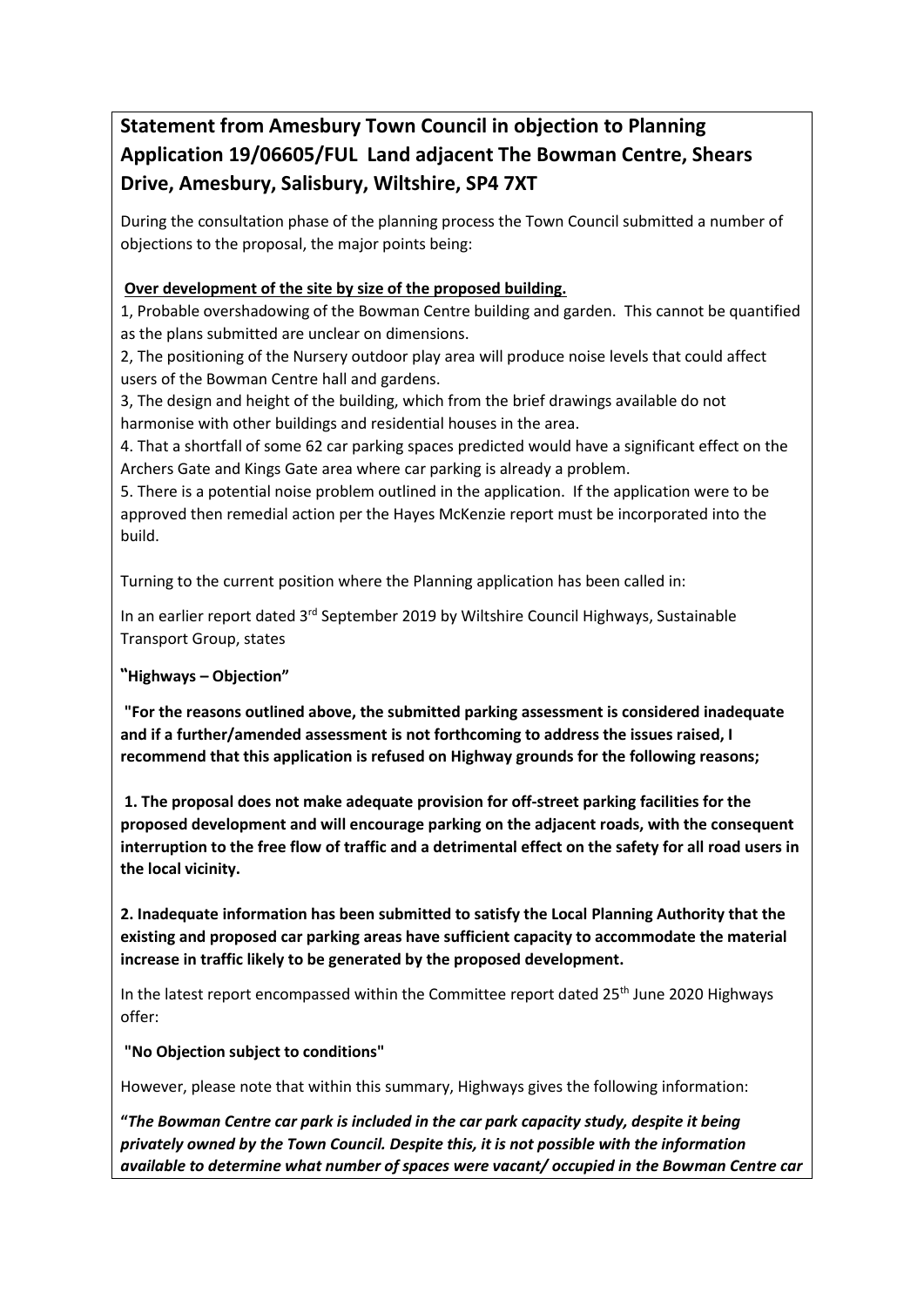## Statement from Amesbury Town Council in objection to Planning Application 19/06605/FUL Land adjacent The Bowman Centre, Shears Drive, Amesbury, Salisbury, Wiltshire, SP4 7XT

During the consultation phase of the planning process the Town Council submitted a number of objections to the proposal, the major points being:

**Over development of the site by size of the proposed building.**

1, Probable overshadowing of the Bowman Centre building and garden. This cannot be quantified as the plans submitted are unclear on dimensions.

2, The positioning of the Nursery outdoor play area will produce noise levels that could affect users of the Bowman Centre hall and gardens.

3, The design and height of the building, which from the brief drawings available do not harmonise with other buildings and residential houses in the area.

4. That a shortfall of some 62 car parking spaces predicted would have a significant effect on the Archers Gate and Kings Gate area where car parking is already a problem.

5. There is a potential noise problem outlined in the application. If the application were to be approved then remedial action per the Hayes McKenzie report must be incorporated into the build.

Turning to the current position where the Planning application has been called in:

In an earlier report dated 3rd September 2019 by Wiltshire Council Highways, Sustainable Transport Group, states

**"Highways – Objection"**

**"For the reasons outlined above, the submitted parking assessment is considered inadequate and if a further/amended assessment is not forthcoming to address the issues raised, I recommend that this application is refused on Highway grounds for the following reasons;**

**1. The proposal does not make adequate provision for off-street parking facilities for the proposed development and will encourage parking on the adjacent roads, with the consequent interruption to the free flow of traffic and a detrimental effect on the safety for all road users in the local vicinity.**

**2. Inadequate information has been submitted to satisfy the Local Planning Authority that the existing and proposed car parking areas have sufficient capacity to accommodate the material increase in traffic likely to be generated by the proposed development.**

In the latest report encompassed within the Committee report dated 25th June 2020 Highways offer:

**"No Objection subject to conditions"**

However, please note that within this summary, Highways gives the following information:

**"*The Bowman Centre car park is included in the car park capacity study, despite it being privately owned by the Town Council. Despite this, it is not possible with the information available to determine what number of spaces were vacant/ occupied in the Bowman Centre car***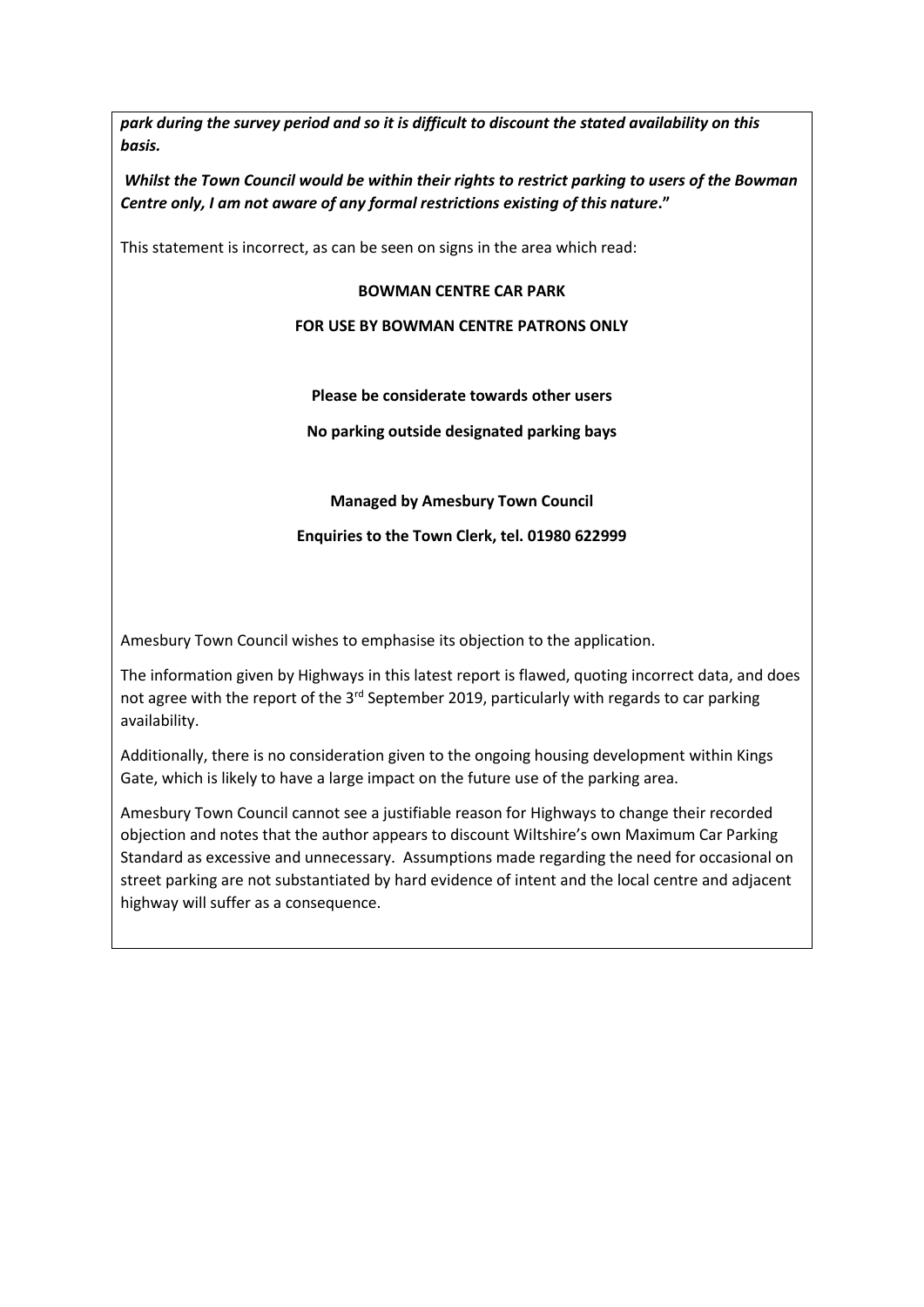***park during the survey period and so it is difficult to discount the stated availability on this basis.***

***Whilst the Town Council would be within their rights to restrict parking to users of the Bowman Centre only, I am not aware of any formal restrictions existing of this nature*."**

This statement is incorrect, as can be seen on signs in the area which read:

**BOWMAN CENTRE CAR PARK**

**FOR USE BY BOWMAN CENTRE PATRONS ONLY**

**Please be considerate towards other users**

**No parking outside designated parking bays**

**Managed by Amesbury Town Council**

**Enquiries to the Town Clerk, tel. 01980 622999**

Amesbury Town Council wishes to emphasise its objection to the application.

The information given by Highways in this latest report is flawed, quoting incorrect data, and does not agree with the report of the 3rd September 2019, particularly with regards to car parking availability.

Additionally, there is no consideration given to the ongoing housing development within Kings Gate, which is likely to have a large impact on the future use of the parking area.

Amesbury Town Council cannot see a justifiable reason for Highways to change their recorded objection and notes that the author appears to discount Wiltshire's own Maximum Car Parking Standard as excessive and unnecessary. Assumptions made regarding the need for occasional on street parking are not substantiated by hard evidence of intent and the local centre and adjacent highway will suffer as a consequence.